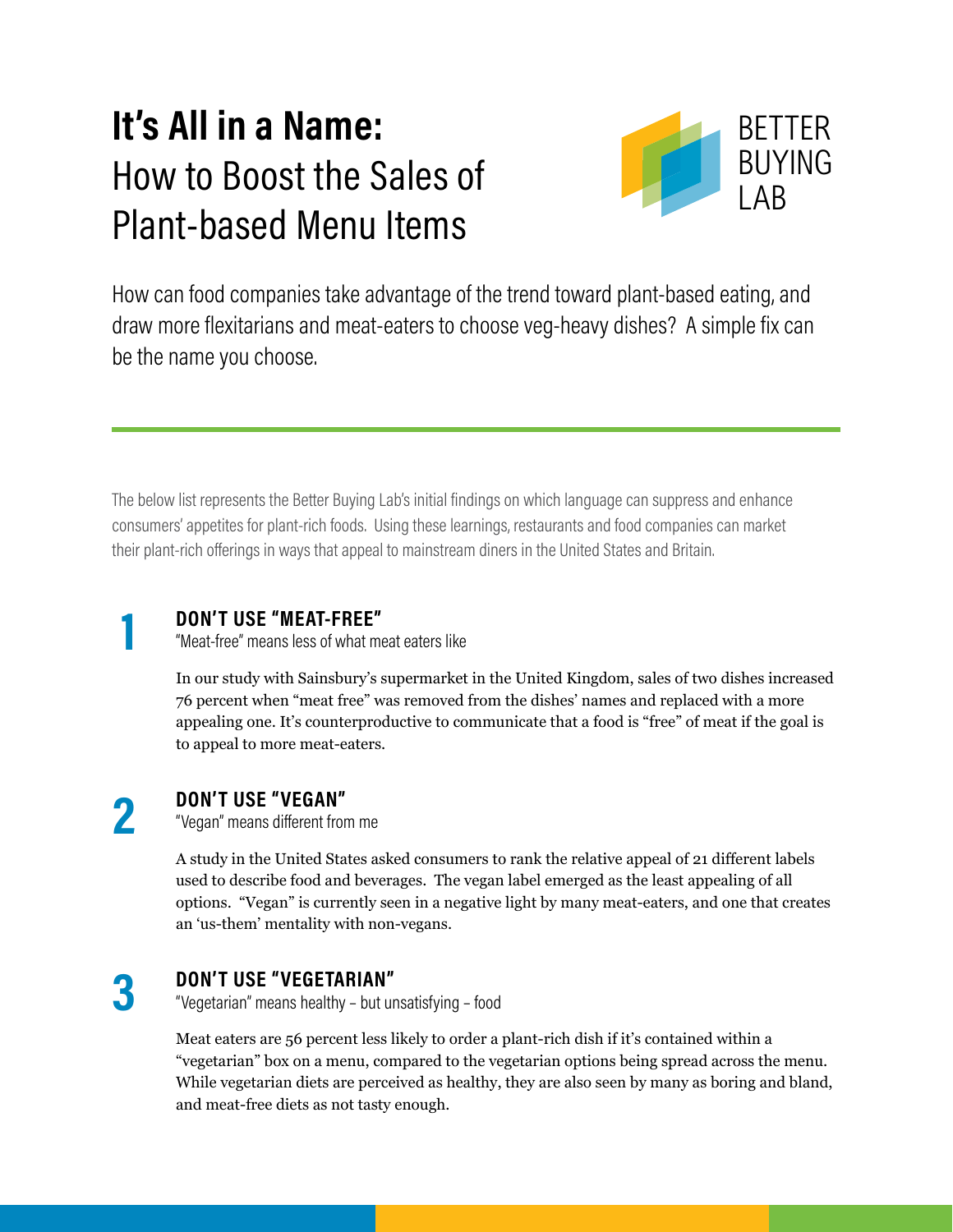# **It's All in a Name:** How to Boost the Sales of Plant-based Menu Items

BETTER BUYING LAB

How can food companies take advantage of the trend toward plant-based eating, and draw more flexitarians and meat-eaters to choose veg-heavy dishes? A simple fix can be the name you choose.

The below list represents the Better Buying Lab's initial findings on which language can suppress and enhance consumers' appetites for plant-rich foods. Using these learnings, restaurants and food companies can market their plant-rich offerings in ways that appeal to mainstream diners in the United States and Britain.

## 1 DON'T USE "MEAT-FREE"

"Meat-free" means less of what meat eaters like

In our study with Sainsbury's supermarket in the United Kingdom, sales of two dishes increased 76 percent when "meat free" was removed from the dishes' names and replaced with a more appealing one. It's counterproductive to communicate that a food is "free" of meat if the goal is to appeal to more meat-eaters.

## 2 DON'T USE "VEGAN"

"Vegan" means different from me

A study in the United States asked consumers to rank the relative appeal of 21 different labels used to describe food and beverages. The vegan label emerged as the least appealing of all options. "Vegan" is currently seen in a negative light by many meat-eaters, and one that creates an 'us-them' mentality with non-vegans.

## 3 DON'T USE "VEGETARIAN"

"Vegetarian" means healthy – but unsatisfying – food

Meat eaters are 56 percent less likely to order a plant-rich dish if it's contained within a "vegetarian" box on a menu, compared to the vegetarian options being spread across the menu. While vegetarian diets are perceived as healthy, they are also seen by many as boring and bland, and meat-free diets as not tasty enough.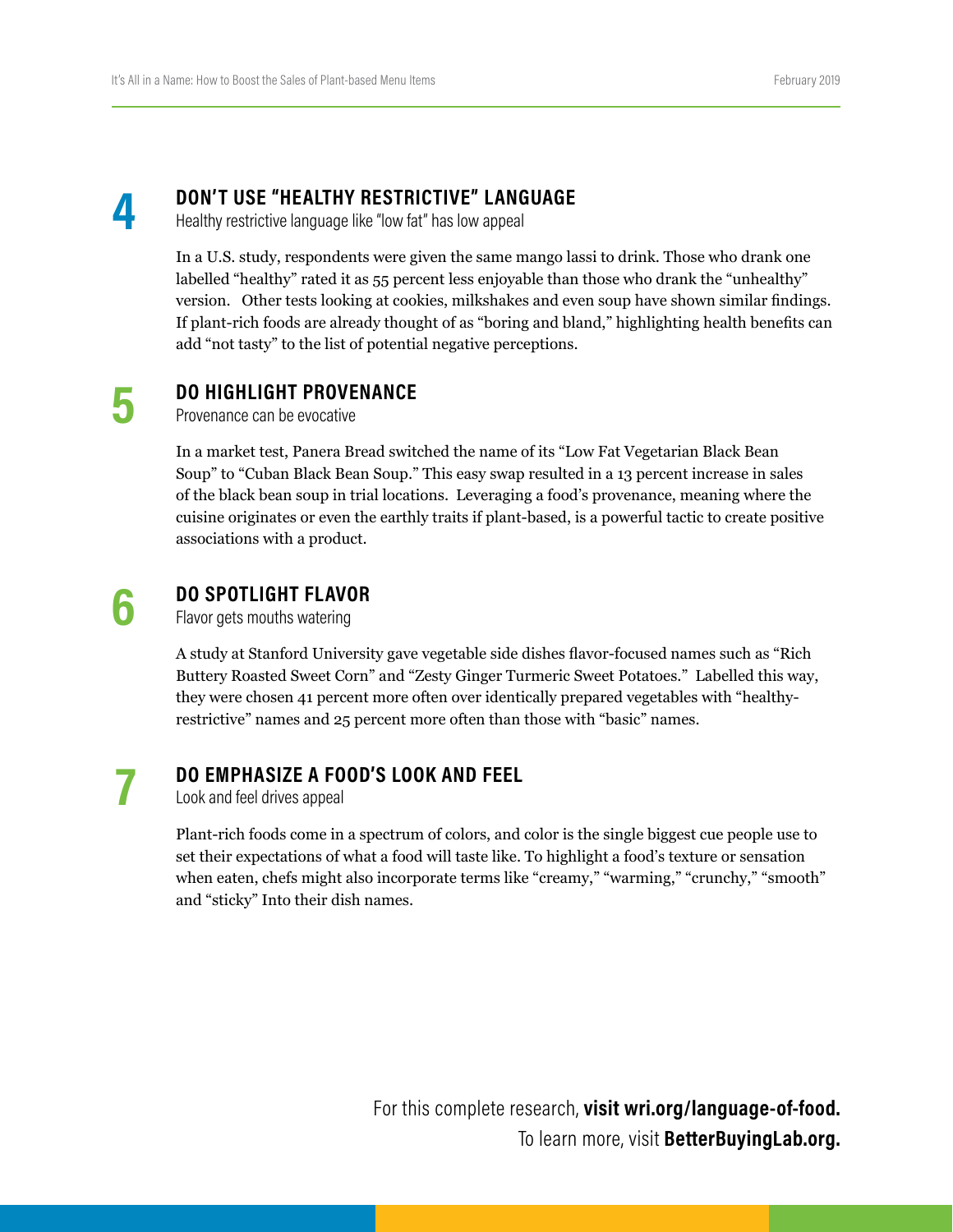## 4 DON'T USE "HEALTHY RESTRICTIVE" LANGUAGE

Healthy restrictive language like "low fat" has low appeal

In a U.S. study, respondents were given the same mango lassi to drink. Those who drank one labelled "healthy" rated it as 55 percent less enjoyable than those who drank the "unhealthy" version. Other tests looking at cookies, milkshakes and even soup have shown similar findings. If plant-rich foods are already thought of as "boring and bland," highlighting health benefits can add "not tasty" to the list of potential negative perceptions.

## 5 DO HIGHLIGHT PROVENANCE

Provenance can be evocative

In a market test, Panera Bread switched the name of its "Low Fat Vegetarian Black Bean Soup" to "Cuban Black Bean Soup." This easy swap resulted in a 13 percent increase in sales of the black bean soup in trial locations. Leveraging a food's provenance, meaning where the cuisine originates or even the earthly traits if plant-based, is a powerful tactic to create positive associations with a product.

## 6 DO SPOTLIGHT FLAVOR

Flavor gets mouths watering

A study at Stanford University gave vegetable side dishes flavor-focused names such as "Rich Buttery Roasted Sweet Corn" and "Zesty Ginger Turmeric Sweet Potatoes." Labelled this way, they were chosen 41 percent more often over identically prepared vegetables with "healthy-restrictive" names and 25 percent more often than those with "basic" names.

## 7 DO EMPHASIZE A FOOD'S LOOK AND FEEL

Look and feel drives appeal

Plant-rich foods come in a spectrum of colors, and color is the single biggest cue people use to set their expectations of what a food will taste like. To highlight a food's texture or sensation when eaten, chefs might also incorporate terms like "creamy," "warming," "crunchy," "smooth" and "sticky" Into their dish names.

For this complete research, **visit wri.org/language-of-food.**
To learn more, visit **BetterBuyingLab.org.**